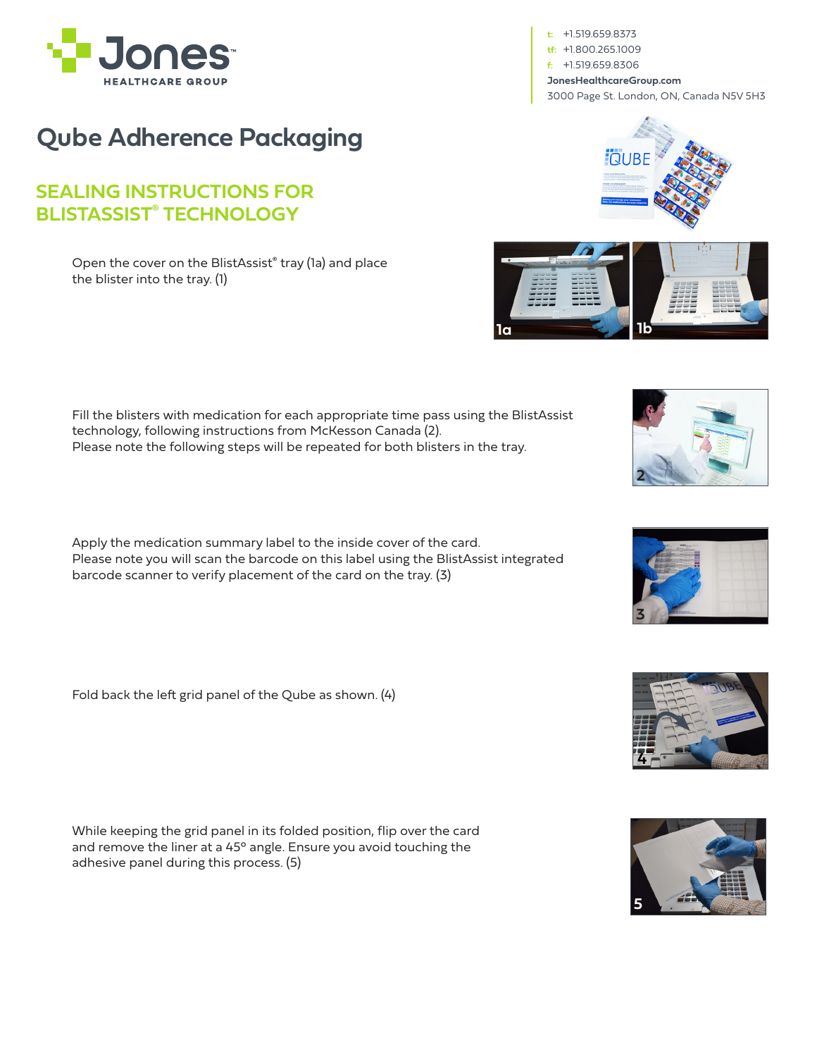Jones HEALTHCARE GROUP

t: +1.519.659.8373
tf: +1.800.265.1009
f: +1.519.659.8306
JonesHealthcareGroup.com
3000 Page St. London, ON, Canada N5V 5H3

# Qube Adherence Packaging

## SEALING INSTRUCTIONS FOR BLISTASSIST® TECHNOLOGY

Open the cover on the BlistAssist® tray (1a) and place the blister into the tray. (1)

Fill the blisters with medication for each appropriate time pass using the BlistAssist technology, following instructions from McKesson Canada (2).
Please note the following steps will be repeated for both blisters in the tray.

Apply the medication summary label to the inside cover of the card.
Please note you will scan the barcode on this label using the BlistAssist integrated barcode scanner to verify placement of the card on the tray. (3)

Fold back the left grid panel of the Qube as shown. (4)

While keeping the grid panel in its folded position, flip over the card and remove the liner at a 45° angle. Ensure you avoid touching the adhesive panel during this process. (5)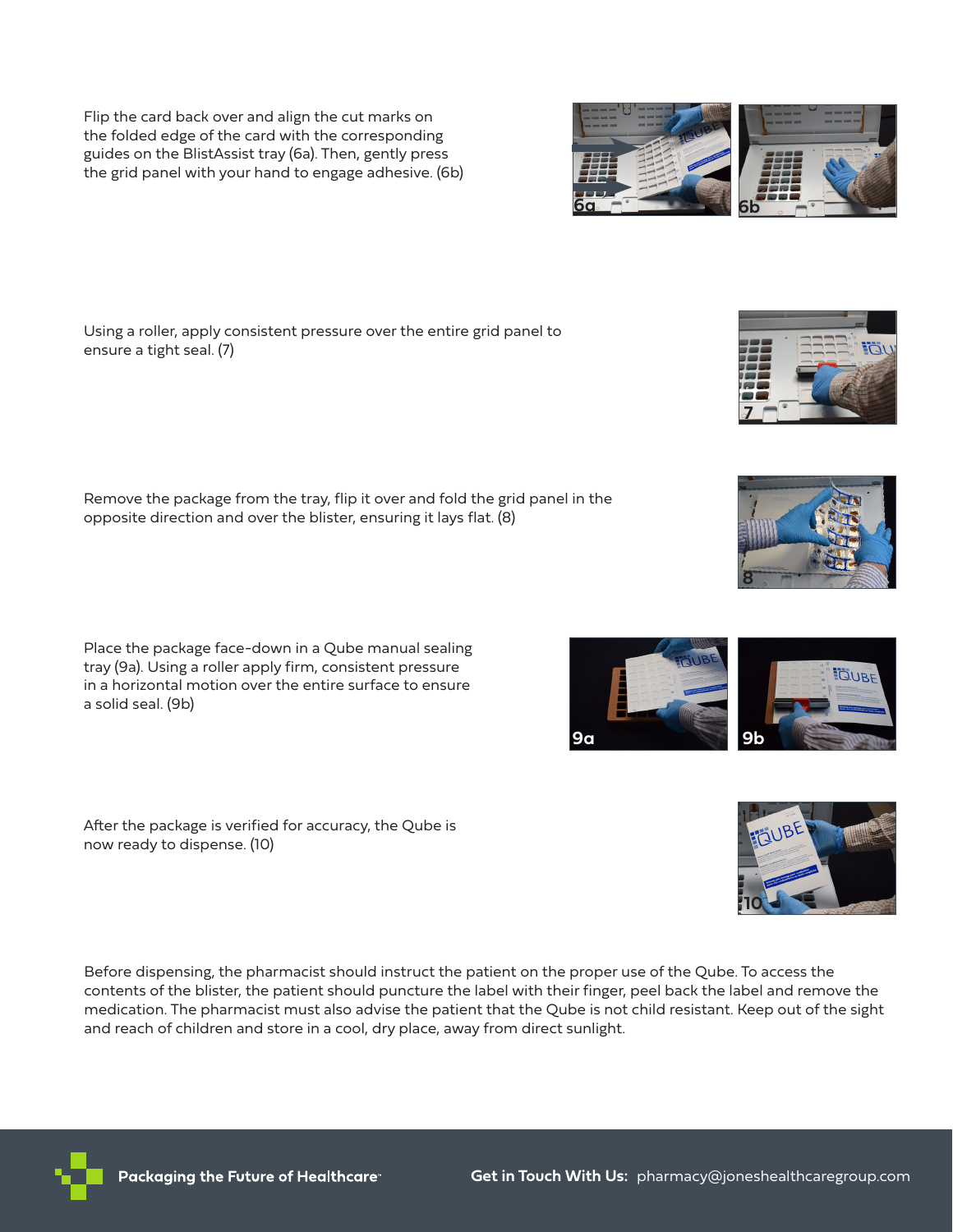Flip the card back over and align the cut marks on the folded edge of the card with the corresponding guides on the BlistAssist tray (6a). Then, gently press the grid panel with your hand to engage adhesive. (6b)

Using a roller, apply consistent pressure over the entire grid panel to ensure a tight seal. (7)

Remove the package from the tray, flip it over and fold the grid panel in the opposite direction and over the blister, ensuring it lays flat. (8)

Place the package face-down in a Qube manual sealing tray (9a). Using a roller apply firm, consistent pressure in a horizontal motion over the entire surface to ensure a solid seal. (9b)

After the package is verified for accuracy, the Qube is now ready to dispense. (10)

Before dispensing, the pharmacist should instruct the patient on the proper use of the Qube. To access the contents of the blister, the patient should puncture the label with their finger, peel back the label and remove the medication. The pharmacist must also advise the patient that the Qube is not child resistant. Keep out of the sight and reach of children and store in a cool, dry place, away from direct sunlight.

**Packaging the Future of Healthcare**

**Get in Touch With Us:** pharmacy@joneshealthcaregroup.com